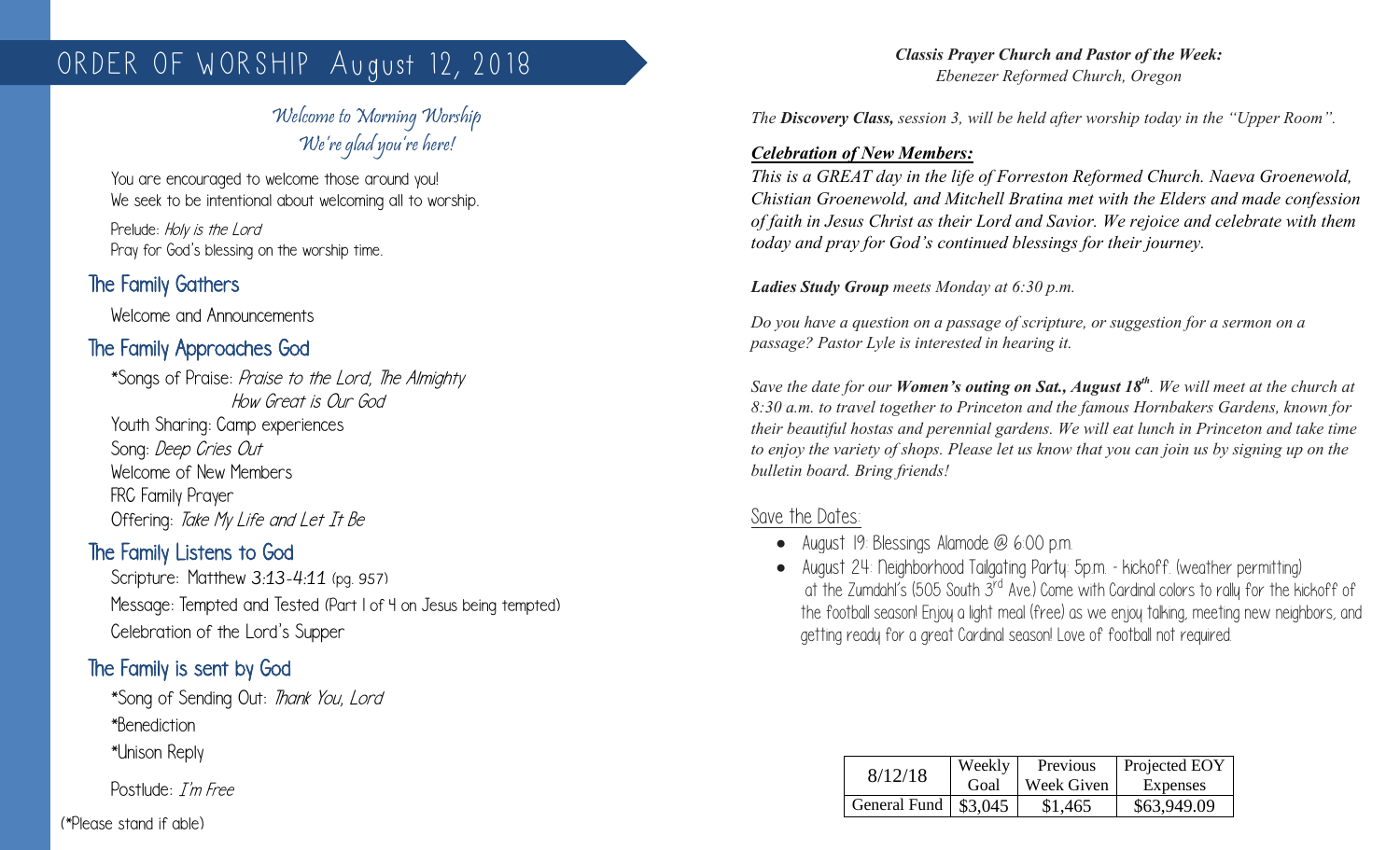# ORDER OF WORSHIP August 12, 2018

*Welcome to Morning Worship*
*We're glad you're here!*

You are encouraged to welcome those around you!
We seek to be intentional about welcoming all to worship.

Prelude: *Holy is the Lord*
Pray for God's blessing on the worship time.

## The Family Gathers

Welcome and Announcements

## The Family Approaches God

*Songs of Praise: *Praise to the Lord, The Almighty*
*How Great is Our God*
Youth Sharing: Camp experiences
Song: *Deep Cries Out*
Welcome of New Members
FRC Family Prayer
Offering: *Take My Life and Let It Be*

## The Family Listens to God

Scripture: Matthew 3:13-4:11 (pg. 957)
Message: Tempted and Tested (Part 1 of 4 on Jesus being tempted)
Celebration of the Lord's Supper

## The Family is sent by God

*Song of Sending Out: *Thank You, Lord*
*Benediction
*Unison Reply

Postlude: *I'm Free*

(*Please stand if able)

***Classis Prayer Church and Pastor of the Week:***
*Ebenezer Reformed Church, Oregon*

*The **Discovery Class,** session 3, will be held after worship today in the "Upper Room".*

***Celebration of New Members:***
***This is a GREAT day in the life of Forreston Reformed Church. Naeva Groenewold, Chistian Groenewold, and Mitchell Bratina met with the Elders and made confession of faith in Jesus Christ as their Lord and Savior. We rejoice and celebrate with them today and pray for God's continued blessings for their journey.***

***Ladies Study Group** meets Monday at 6:30 p.m.*

*Do you have a question on a passage of scripture, or suggestion for a sermon on a passage? Pastor Lyle is interested in hearing it.*

*Save the date for our **Women's outing on Sat., August 18th**. We will meet at the church at 8:30 a.m. to travel together to Princeton and the famous Hornbakers Gardens, known for their beautiful hostas and perennial gardens. We will eat lunch in Princeton and take time to enjoy the variety of shops. Please let us know that you can join us by signing up on the bulletin board. Bring friends!*

Save the Dates:

- August 19: Blessings Alamode @ 6:00 p.m.
- August 24: Neighborhood Tailgating Party: 5p.m. - kickoff. (weather permitting) at the Zumdahl's (505 South 3rd Ave.) Come with Cardinal colors to rally for the kickoff of the football season! Enjoy a light meal (free) as we enjoy talking, meeting new neighbors, and getting ready for a great Cardinal season! Love of football not required.

| 8/12/18 | Weekly Goal | Previous Week Given | Projected EOY Expenses |
|---|---|---|---|
| General Fund | $3,045 | $1,465 | $63,949.09 |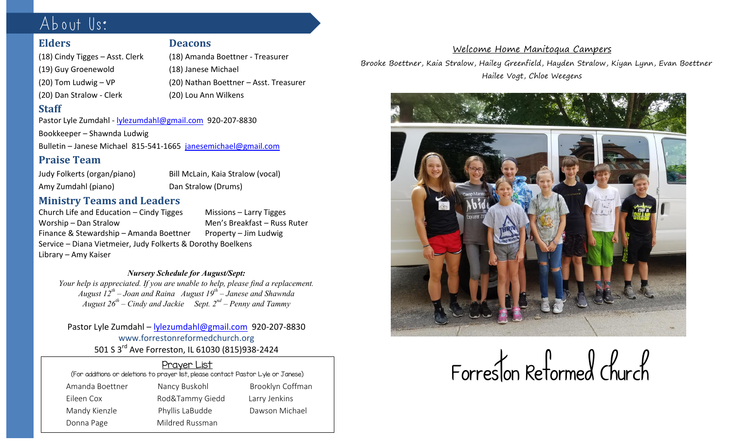# About Us:

## Elders

(18) Cindy Tigges – Asst. Clerk
(19) Guy Groenewold
(20) Tom Ludwig – VP
(20) Dan Stralow - Clerk

## Deacons

(18) Amanda Boettner - Treasurer
(18) Janese Michael
(20) Nathan Boettner – Asst. Treasurer
(20) Lou Ann Wilkens

## Staff

Pastor Lyle Zumdahl - lylezumdahl@gmail.com 920-207-8830
Bookkeeper – Shawnda Ludwig
Bulletin – Janese Michael 815-541-1665 janesemichael@gmail.com

## Praise Team

Judy Folkerts (organ/piano)
Amy Zumdahl (piano)
Bill McLain, Kaia Stralow (vocal)
Dan Stralow (Drums)

## Ministry Teams and Leaders

Church Life and Education – Cindy Tigges
Worship – Dan Stralow
Finance & Stewardship – Amanda Boettner
Missions – Larry Tigges
Men's Breakfast – Russ Ruter
Property – Jim Ludwig
Service – Diana Vietmeier, Judy Folkerts & Dorothy Boelkens
Library – Amy Kaiser

***Nursery Schedule for August/Sept:***

*Your help is appreciated. If you are unable to help, please find a replacement.*
*August 12th – Joan and Raina   August 19th – Janese and Shawnda*
*August 26th – Cindy and Jackie   Sept. 2nd – Penny and Tammy*

Pastor Lyle Zumdahl – lylezumdahl@gmail.com 920-207-8830
www.forrestonreformedchurch.org
501 S 3rd Ave Forreston, IL 61030 (815)938-2424

## Prayer List

(For additions or deletions to prayer list, please contact Pastor Lyle or Janese)

| | | |
|---|---|---|
| Amanda Boettner | Nancy Buskohl | Brooklyn Coffman |
| Eileen Cox | Rod&Tammy Giedd | Larry Jenkins |
| Mandy Kienzle | Phyllis LaBudde | Dawson Michael |
| Donna Page | Mildred Russman | |

## Welcome Home Manitoqua Campers

Brooke Boettner, Kaia Stralow, Hailey Greenfield, Hayden Stralow, Kiyan Lynn, Evan Boettner
Hailee Vogt, Chloe Weegens

# Forreston Reformed Church